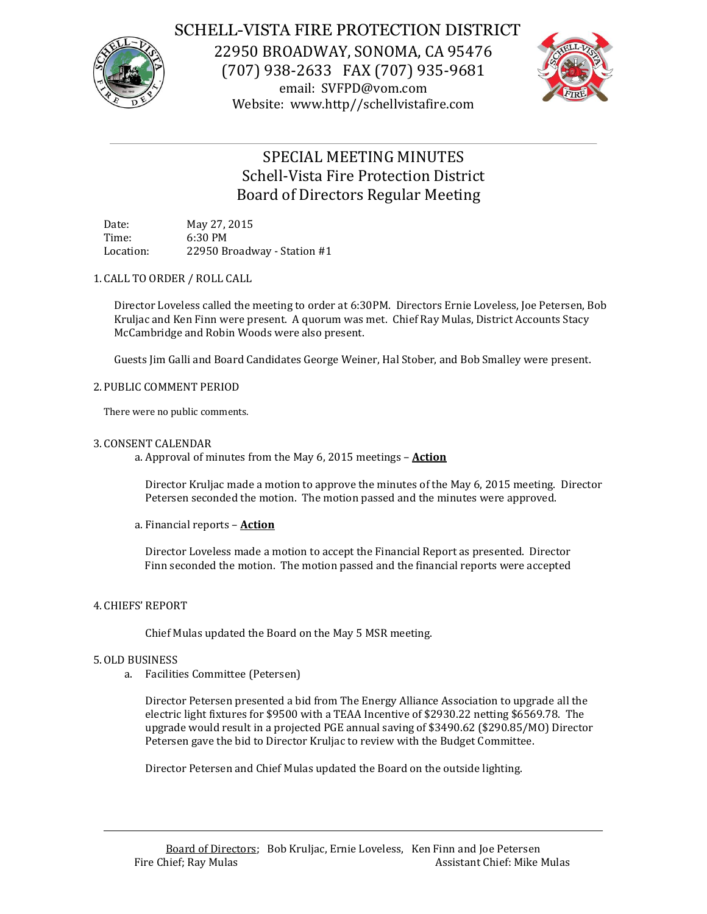# SCHELL-VISTA FIRE PROTECTION DISTRICT

22950 BROADWAY, SONOMA, CA 95476
(707) 938-2633 FAX (707) 935-9681
email: SVFPD@vom.com
Website: www.http//schellvistafire.com

## SPECIAL MEETING MINUTES
## Schell-Vista Fire Protection District
## Board of Directors Regular Meeting

Date: May 27, 2015
Time: 6:30 PM
Location: 22950 Broadway - Station #1

1. CALL TO ORDER / ROLL CALL

Director Loveless called the meeting to order at 6:30PM. Directors Ernie Loveless, Joe Petersen, Bob Kruljac and Ken Finn were present. A quorum was met. Chief Ray Mulas, District Accounts Stacy McCambridge and Robin Woods were also present.

Guests Jim Galli and Board Candidates George Weiner, Hal Stober, and Bob Smalley were present.

2. PUBLIC COMMENT PERIOD

There were no public comments.

3. CONSENT CALENDAR

a. Approval of minutes from the May 6, 2015 meetings – **Action**

Director Kruljac made a motion to approve the minutes of the May 6, 2015 meeting. Director Petersen seconded the motion. The motion passed and the minutes were approved.

a. Financial reports – **Action**

Director Loveless made a motion to accept the Financial Report as presented. Director Finn seconded the motion. The motion passed and the financial reports were accepted

4. CHIEFS' REPORT

Chief Mulas updated the Board on the May 5 MSR meeting.

5. OLD BUSINESS

a. Facilities Committee (Petersen)

Director Petersen presented a bid from The Energy Alliance Association to upgrade all the electric light fixtures for $9500 with a TEAA Incentive of $2930.22 netting $6569.78. The upgrade would result in a projected PGE annual saving of $3490.62 ($290.85/MO) Director Petersen gave the bid to Director Kruljac to review with the Budget Committee.

Director Petersen and Chief Mulas updated the Board on the outside lighting.

Board of Directors; Bob Kruljac, Ernie Loveless, Ken Finn and Joe Petersen
Fire Chief; Ray Mulas Assistant Chief: Mike Mulas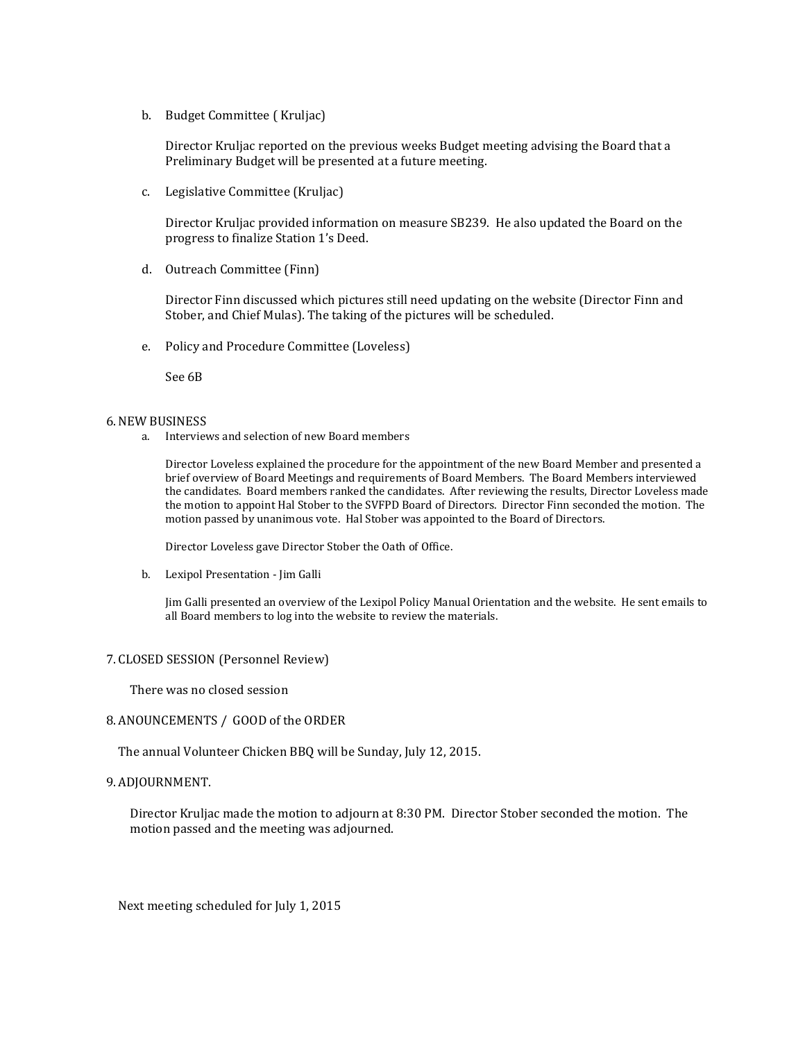b. Budget Committee ( Kruljac)

   Director Kruljac reported on the previous weeks Budget meeting advising the Board that a Preliminary Budget will be presented at a future meeting.

c. Legislative Committee (Kruljac)

   Director Kruljac provided information on measure SB239. He also updated the Board on the progress to finalize Station 1's Deed.

d. Outreach Committee (Finn)

   Director Finn discussed which pictures still need updating on the website (Director Finn and Stober, and Chief Mulas). The taking of the pictures will be scheduled.

e. Policy and Procedure Committee (Loveless)

   See 6B

6. NEW BUSINESS

   a. Interviews and selection of new Board members

      Director Loveless explained the procedure for the appointment of the new Board Member and presented a brief overview of Board Meetings and requirements of Board Members. The Board Members interviewed the candidates. Board members ranked the candidates. After reviewing the results, Director Loveless made the motion to appoint Hal Stober to the SVFPD Board of Directors. Director Finn seconded the motion. The motion passed by unanimous vote. Hal Stober was appointed to the Board of Directors.

      Director Loveless gave Director Stober the Oath of Office.

   b. Lexipol Presentation - Jim Galli

      Jim Galli presented an overview of the Lexipol Policy Manual Orientation and the website. He sent emails to all Board members to log into the website to review the materials.

7. CLOSED SESSION (Personnel Review)

   There was no closed session

8. ANOUNCEMENTS / GOOD of the ORDER

   The annual Volunteer Chicken BBQ will be Sunday, July 12, 2015.

9. ADJOURNMENT.

   Director Kruljac made the motion to adjourn at 8:30 PM. Director Stober seconded the motion. The motion passed and the meeting was adjourned.

Next meeting scheduled for July 1, 2015